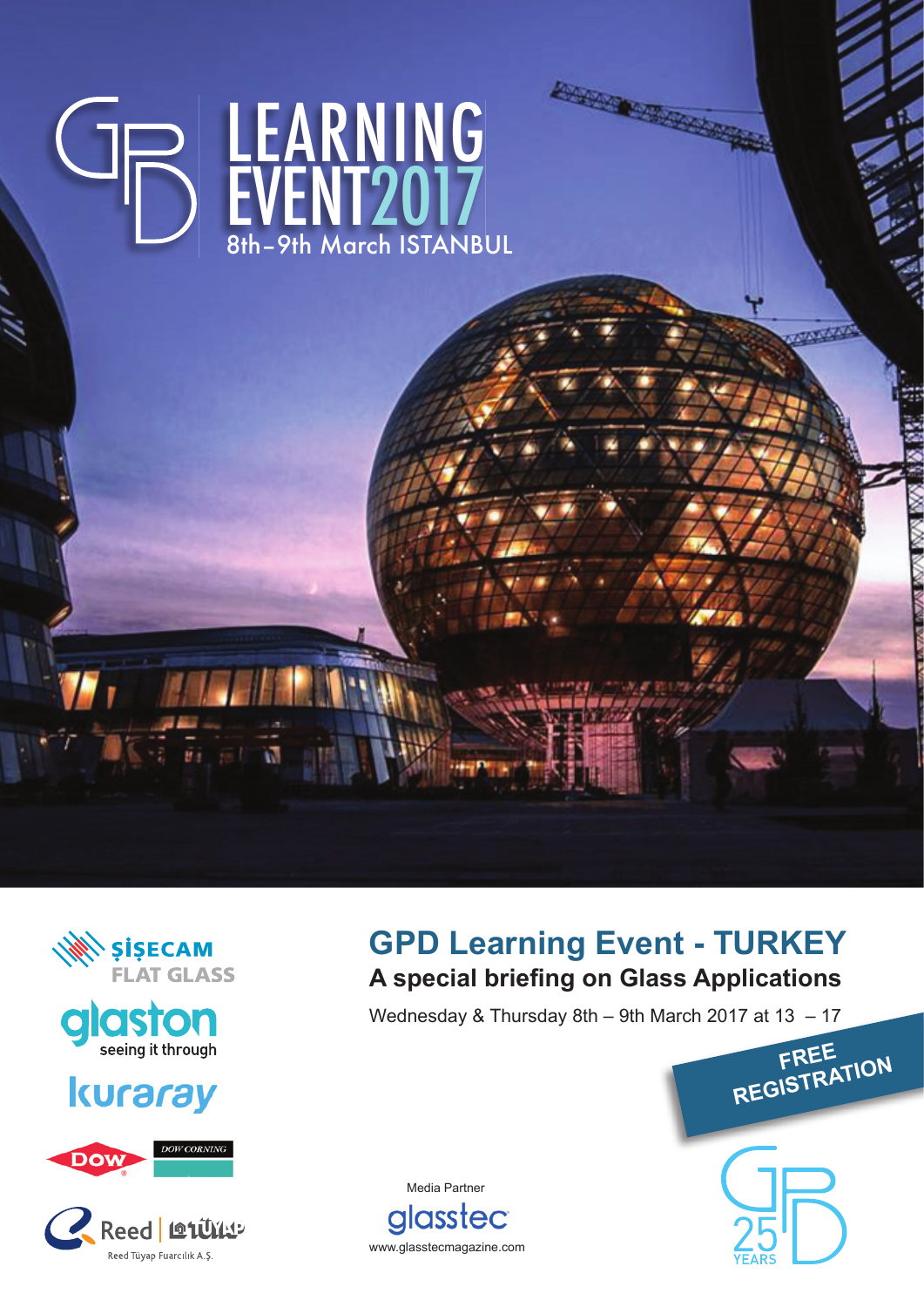# LEARNING EVENT2017

8th–9th March ISTANBUL

ŞİŞECAM FLAT GLASS

glaston seeing it through

kuraray

DOW | DOW CORNING

Reed | TÜYAP
Reed Tüyap Fuarcılık A.Ş.

## GPD Learning Event - TURKEY

### A special briefing on Glass Applications

Wednesday & Thursday 8th – 9th March 2017 at 13 – 17

**FREE REGISTRATION**

Media Partner
glasstec
www.glasstecmagazine.com

GPD 25 YEARS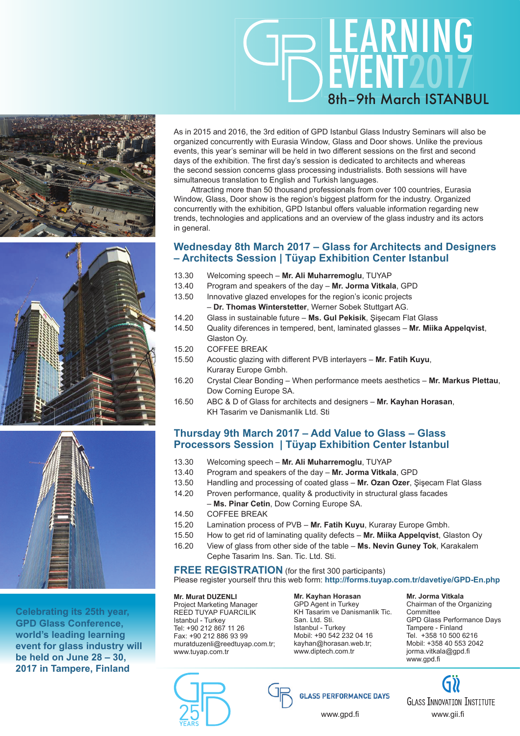# GPD LEARNING EVENT 2017

8th–9th March ISTANBUL

As in 2015 and 2016, the 3rd edition of GPD Istanbul Glass Industry Seminars will also be organized concurrently with Eurasia Window, Glass and Door shows. Unlike the previous events, this year's seminar will be held in two different sessions on the first and second days of the exhibition. The first day's session is dedicated to architects and whereas the second session concerns glass processing industrialists. Both sessions will have simultaneous translation to English and Turkish languages.

Attracting more than 50 thousand professionals from over 100 countries, Eurasia Window, Glass, Door show is the region's biggest platform for the industry. Organized concurrently with the exhibition, GPD Istanbul offers valuable information regarding new trends, technologies and applications and an overview of the glass industry and its actors in general.

## Wednesday 8th March 2017 – Glass for Architects and Designers – Architects Session | Tüyap Exhibition Center Istanbul

- 13.30 Welcoming speech – **Mr. Ali Muharremoglu**, TUYAP
- 13.40 Program and speakers of the day – **Mr. Jorma Vitkala**, GPD
- 13.50 Innovative glazed envelopes for the region's iconic projects – **Dr. Thomas Winterstetter**, Werner Sobek Stuttgart AG.
- 14.20 Glass in sustainable future – **Ms. Gul Pekisik**, Şişecam Flat Glass
- 14.50 Quality diferences in tempered, bent, laminated glasses – **Mr. Miika Appelqvist**, Glaston Oy.
- 15.20 COFFEE BREAK
- 15.50 Acoustic glazing with different PVB interlayers – **Mr. Fatih Kuyu**, Kuraray Europe Gmbh.
- 16.20 Crystal Clear Bonding – When performance meets aesthetics – **Mr. Markus Plettau**, Dow Corning Europe SA.
- 16.50 ABC & D of Glass for architects and designers – **Mr. Kayhan Horasan**, KH Tasarim ve Danismanlik Ltd. Sti

## Thursday 9th March 2017 – Add Value to Glass – Glass Processors Session | Tüyap Exhibition Center Istanbul

- 13.30 Welcoming speech – **Mr. Ali Muharremoglu**, TUYAP
- 13.40 Program and speakers of the day – **Mr. Jorma Vitkala**, GPD
- 13.50 Handling and processing of coated glass – **Mr. Ozan Ozer**, Şişecam Flat Glass
- 14.20 Proven performance, quality & productivity in structural glass facades – **Ms. Pinar Cetin**, Dow Corning Europe SA.
- 14.50 COFFEE BREAK
- 15.20 Lamination process of PVB – **Mr. Fatih Kuyu**, Kuraray Europe Gmbh.
- 15.50 How to get rid of laminating quality defects – **Mr. Miika Appelqvist**, Glaston Oy
- 16.20 View of glass from other side of the table – **Ms. Nevin Guney Tok**, Karakalem Cephe Tasarim Ins. San. Tic. Ltd. Sti.

**FREE REGISTRATION** (for the first 300 participants)
Please register yourself thru this web form: **http://forms.tuyap.com.tr/davetiye/GPD-En.php**

**Mr. Murat DUZENLI**
Project Marketing Manager
REED TUYAP FUARCILIK
Istanbul - Turkey
Tel: +90 212 867 11 26
Fax: +90 212 886 93 99
muratduzenli@reedtuyap.com.tr;
www.tuyap.com.tr

**Mr. Kayhan Horasan**
GPD Agent in Turkey
KH Tasarim ve Danismanlik Tic. San. Ltd. Sti.
Istanbul - Turkey
Mobil: +90 542 232 04 16
kayhan@horasan.web.tr;
www.diptech.com.tr

**Mr. Jorma Vitkala**
Chairman of the Organizing Committee
GPD Glass Performance Days
Tampere - Finland
Tel. +358 10 500 6216
Mobil: +358 40 553 2042
jorma.vitkala@gpd.fi
www.gpd.fi

**Celebrating its 25th year, GPD Glass Conference, world's leading learning event for glass industry will be held on June 28 – 30, 2017 in Tampere, Finland**

GPD 25 YEARS

GLASS PERFORMANCE DAYS
www.gpd.fi

GLASS INNOVATION INSTITUTE
www.gii.fi